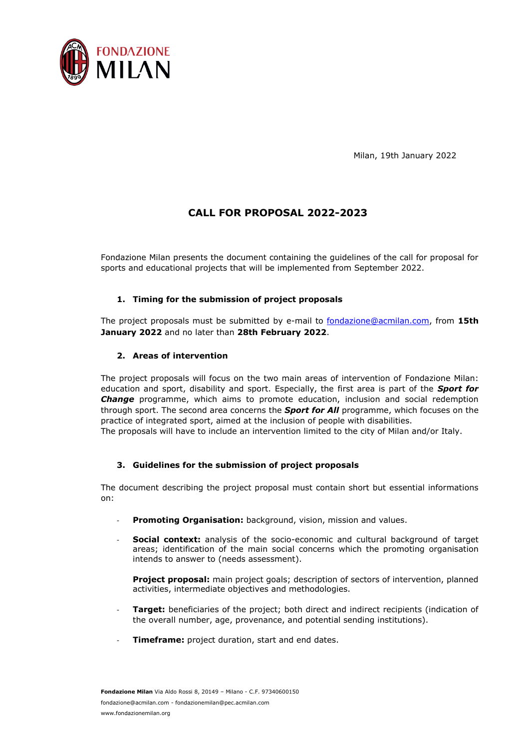Milan, 19th January 2022

# CALL FOR PROPOSAL 2022-2023

Fondazione Milan presents the document containing the guidelines of the call for proposal for sports and educational projects that will be implemented from September 2022.

## 1. Timing for the submission of project proposals

The project proposals must be submitted by e-mail to fondazione@acmilan.com, from **15th January 2022** and no later than **28th February 2022**.

## 2. Areas of intervention

The project proposals will focus on the two main areas of intervention of Fondazione Milan: education and sport, disability and sport. Especially, the first area is part of the ***Sport for Change*** programme, which aims to promote education, inclusion and social redemption through sport. The second area concerns the ***Sport for All*** programme, which focuses on the practice of integrated sport, aimed at the inclusion of people with disabilities.
The proposals will have to include an intervention limited to the city of Milan and/or Italy.

## 3. Guidelines for the submission of project proposals

The document describing the project proposal must contain short but essential informations on:

- **Promoting Organisation:** background, vision, mission and values.
- **Social context:** analysis of the socio-economic and cultural background of target areas; identification of the main social concerns which the promoting organisation intends to answer to (needs assessment).

  **Project proposal:** main project goals; description of sectors of intervention, planned activities, intermediate objectives and methodologies.
- **Target:** beneficiaries of the project; both direct and indirect recipients (indication of the overall number, age, provenance, and potential sending institutions).
- **Timeframe:** project duration, start and end dates.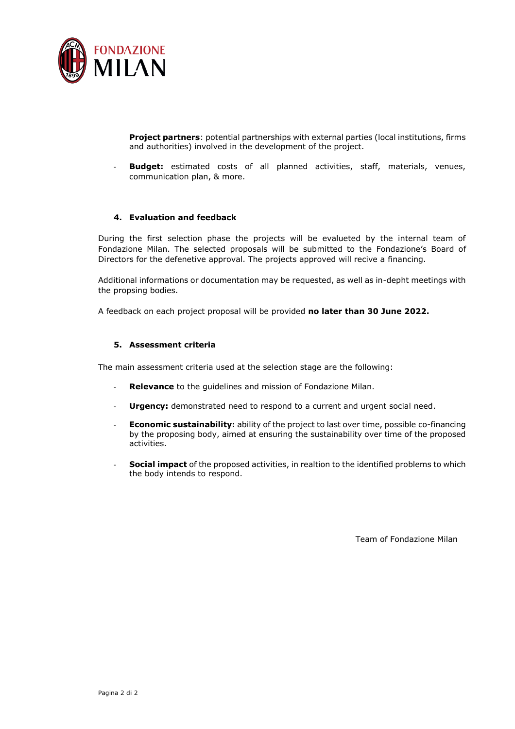- **Project partners**: potential partnerships with external parties (local institutions, firms and authorities) involved in the development of the project.
- **Budget:** estimated costs of all planned activities, staff, materials, venues, communication plan, & more.

### 4. Evaluation and feedback

During the first selection phase the projects will be evalueted by the internal team of Fondazione Milan. The selected proposals will be submitted to the Fondazione's Board of Directors for the defenetive approval. The projects approved will recive a financing.

Additional informations or documentation may be requested, as well as in-depht meetings with the propsing bodies.

A feedback on each project proposal will be provided **no later than 30 June 2022.**

### 5. Assessment criteria

The main assessment criteria used at the selection stage are the following:

- **Relevance** to the guidelines and mission of Fondazione Milan.
- **Urgency:** demonstrated need to respond to a current and urgent social need.
- **Economic sustainability:** ability of the project to last over time, possible co-financing by the proposing body, aimed at ensuring the sustainability over time of the proposed activities.
- **Social impact** of the proposed activities, in realtion to the identified problems to which the body intends to respond.

Team of Fondazione Milan